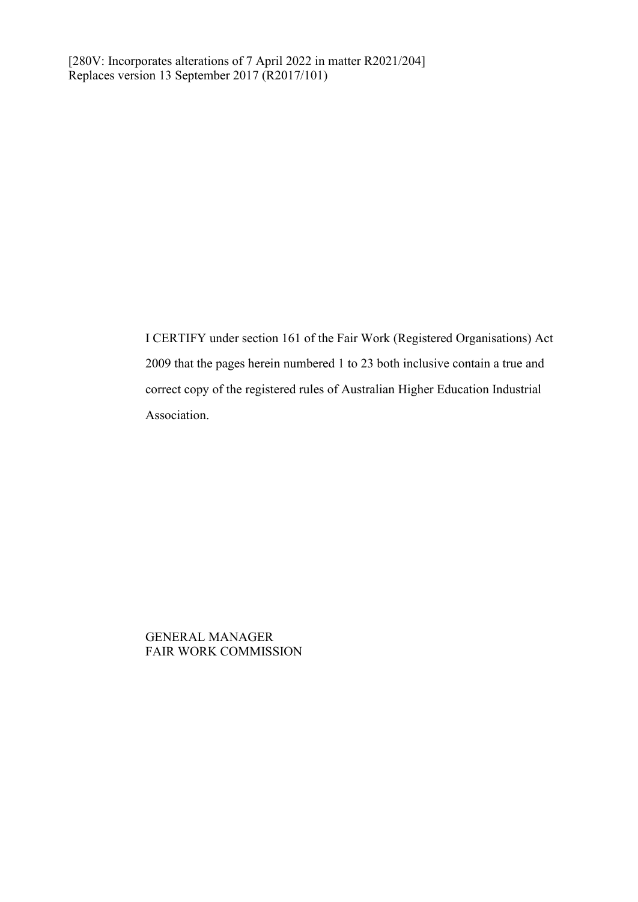[280V: Incorporates alterations of 7 April 2022 in matter R2021/204]
Replaces version 13 September 2017 (R2017/101)

I CERTIFY under section 161 of the Fair Work (Registered Organisations) Act 2009 that the pages herein numbered 1 to 23 both inclusive contain a true and correct copy of the registered rules of Australian Higher Education Industrial Association.

GENERAL MANAGER
FAIR WORK COMMISSION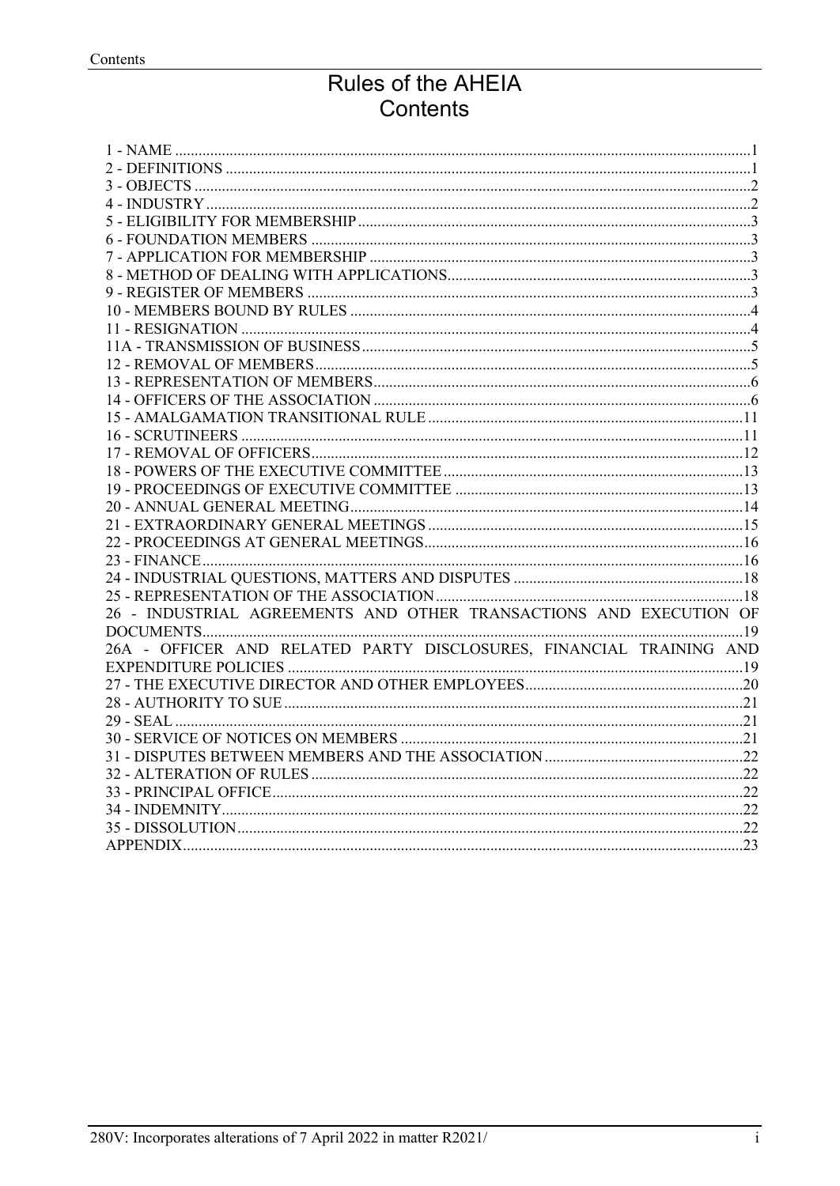# Rules of the AHEIA
# Contents

1 - NAME ....................................................................................................................................1
2 - DEFINITIONS ......................................................................................................................1
3 - OBJECTS ..............................................................................................................................2
4 - INDUSTRY ...........................................................................................................................2
5 - ELIGIBILITY FOR MEMBERSHIP .....................................................................................3
6 - FOUNDATION MEMBERS .................................................................................................3
7 - APPLICATION FOR MEMBERSHIP ..................................................................................3
8 - METHOD OF DEALING WITH APPLICATIONS...............................................................3
9 - REGISTER OF MEMBERS ..................................................................................................3
10 - MEMBERS BOUND BY RULES .......................................................................................4
11 - RESIGNATION ...................................................................................................................4
11A - TRANSMISSION OF BUSINESS....................................................................................5
12 - REMOVAL OF MEMBERS................................................................................................5
13 - REPRESENTATION OF MEMBERS..................................................................................6
14 - OFFICERS OF THE ASSOCIATION .................................................................................6
15 - AMALGAMATION TRANSITIONAL RULE .................................................................11
16 - SCRUTINEERS .................................................................................................................11
17 - REMOVAL OF OFFICERS...............................................................................................12
18 - POWERS OF THE EXECUTIVE COMMITTEE .............................................................13
19 - PROCEEDINGS OF EXECUTIVE COMMITTEE ...........................................................13
20 - ANNUAL GENERAL MEETING.....................................................................................14
21 - EXTRAORDINARY GENERAL MEETINGS .................................................................15
22 - PROCEEDINGS AT GENERAL MEETINGS...................................................................16
23 - FINANCE............................................................................................................................16
24 - INDUSTRIAL QUESTIONS, MATTERS AND DISPUTES ............................................18
25 - REPRESENTATION OF THE ASSOCIATION................................................................18
26 - INDUSTRIAL AGREEMENTS AND OTHER TRANSACTIONS AND EXECUTION OF DOCUMENTS...........................................................................................................................19
26A - OFFICER AND RELATED PARTY DISCLOSURES, FINANCIAL TRAINING AND EXPENDITURE POLICIES .....................................................................................................19
27 - THE EXECUTIVE DIRECTOR AND OTHER EMPLOYEES.........................................20
28 - AUTHORITY TO SUE ......................................................................................................21
29 - SEAL ..................................................................................................................................21
30 - SERVICE OF NOTICES ON MEMBERS .........................................................................21
31 - DISPUTES BETWEEN MEMBERS AND THE ASSOCIATION ....................................22
32 - ALTERATION OF RULES ...............................................................................................22
33 - PRINCIPAL OFFICE..........................................................................................................22
34 - INDEMNITY......................................................................................................................22
35 - DISSOLUTION..................................................................................................................22
APPENDIX.................................................................................................................................23

280V: Incorporates alterations of 7 April 2022 in matter R2021/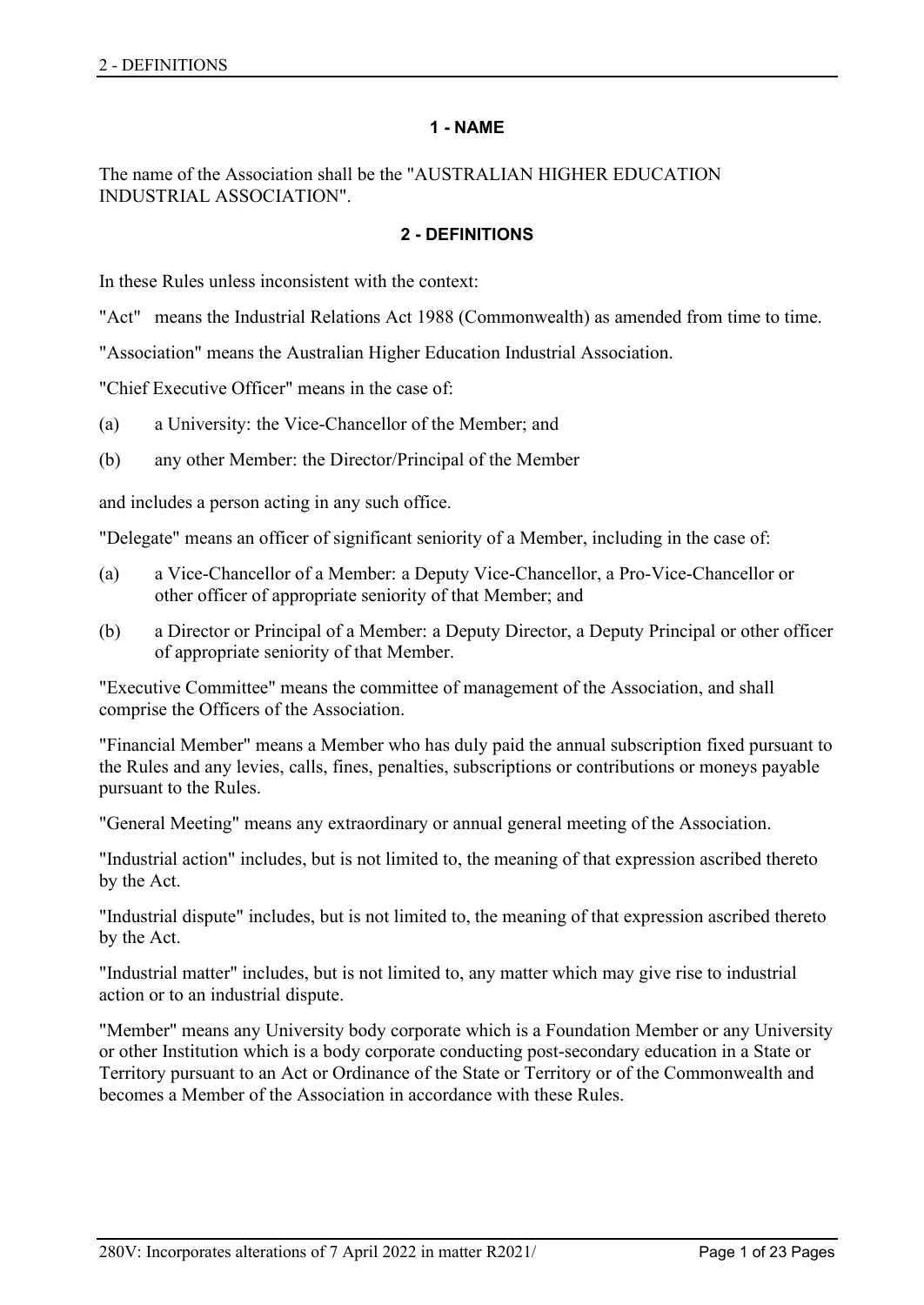## 1 - NAME

The name of the Association shall be the "AUSTRALIAN HIGHER EDUCATION INDUSTRIAL ASSOCIATION".

## 2 - DEFINITIONS

In these Rules unless inconsistent with the context:

"Act" means the Industrial Relations Act 1988 (Commonwealth) as amended from time to time.

"Association" means the Australian Higher Education Industrial Association.

"Chief Executive Officer" means in the case of:

(a) a University: the Vice-Chancellor of the Member; and

(b) any other Member: the Director/Principal of the Member

and includes a person acting in any such office.

"Delegate" means an officer of significant seniority of a Member, including in the case of:

(a) a Vice-Chancellor of a Member: a Deputy Vice-Chancellor, a Pro-Vice-Chancellor or other officer of appropriate seniority of that Member; and

(b) a Director or Principal of a Member: a Deputy Director, a Deputy Principal or other officer of appropriate seniority of that Member.

"Executive Committee" means the committee of management of the Association, and shall comprise the Officers of the Association.

"Financial Member" means a Member who has duly paid the annual subscription fixed pursuant to the Rules and any levies, calls, fines, penalties, subscriptions or contributions or moneys payable pursuant to the Rules.

"General Meeting" means any extraordinary or annual general meeting of the Association.

"Industrial action" includes, but is not limited to, the meaning of that expression ascribed thereto by the Act.

"Industrial dispute" includes, but is not limited to, the meaning of that expression ascribed thereto by the Act.

"Industrial matter" includes, but is not limited to, any matter which may give rise to industrial action or to an industrial dispute.

"Member" means any University body corporate which is a Foundation Member or any University or other Institution which is a body corporate conducting post-secondary education in a State or Territory pursuant to an Act or Ordinance of the State or Territory or of the Commonwealth and becomes a Member of the Association in accordance with these Rules.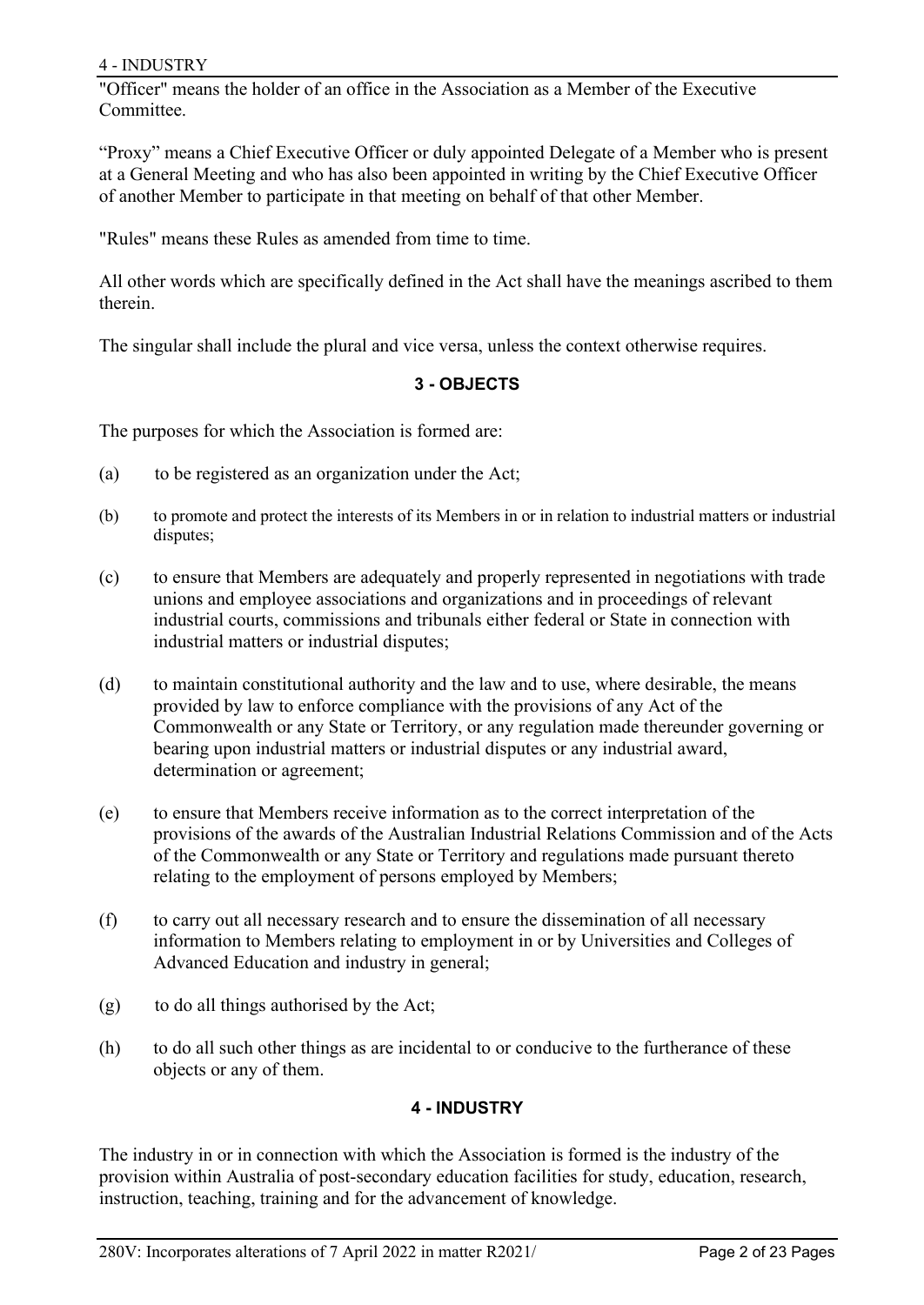"Officer" means the holder of an office in the Association as a Member of the Executive Committee.

"Proxy" means a Chief Executive Officer or duly appointed Delegate of a Member who is present at a General Meeting and who has also been appointed in writing by the Chief Executive Officer of another Member to participate in that meeting on behalf of that other Member.

"Rules" means these Rules as amended from time to time.

All other words which are specifically defined in the Act shall have the meanings ascribed to them therein.

The singular shall include the plural and vice versa, unless the context otherwise requires.

## 3 - OBJECTS

The purposes for which the Association is formed are:

(a) to be registered as an organization under the Act;

(b) to promote and protect the interests of its Members in or in relation to industrial matters or industrial disputes;

(c) to ensure that Members are adequately and properly represented in negotiations with trade unions and employee associations and organizations and in proceedings of relevant industrial courts, commissions and tribunals either federal or State in connection with industrial matters or industrial disputes;

(d) to maintain constitutional authority and the law and to use, where desirable, the means provided by law to enforce compliance with the provisions of any Act of the Commonwealth or any State or Territory, or any regulation made thereunder governing or bearing upon industrial matters or industrial disputes or any industrial award, determination or agreement;

(e) to ensure that Members receive information as to the correct interpretation of the provisions of the awards of the Australian Industrial Relations Commission and of the Acts of the Commonwealth or any State or Territory and regulations made pursuant thereto relating to the employment of persons employed by Members;

(f) to carry out all necessary research and to ensure the dissemination of all necessary information to Members relating to employment in or by Universities and Colleges of Advanced Education and industry in general;

(g) to do all things authorised by the Act;

(h) to do all such other things as are incidental to or conducive to the furtherance of these objects or any of them.

## 4 - INDUSTRY

The industry in or in connection with which the Association is formed is the industry of the provision within Australia of post-secondary education facilities for study, education, research, instruction, teaching, training and for the advancement of knowledge.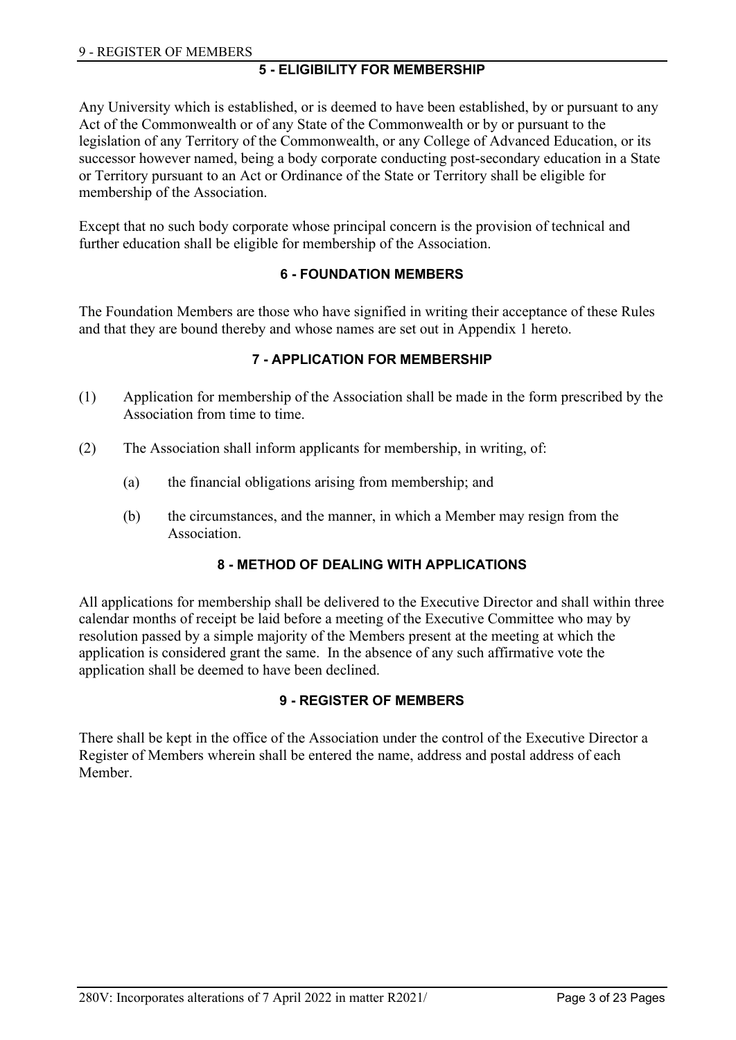## 5 - ELIGIBILITY FOR MEMBERSHIP

Any University which is established, or is deemed to have been established, by or pursuant to any Act of the Commonwealth or of any State of the Commonwealth or by or pursuant to the legislation of any Territory of the Commonwealth, or any College of Advanced Education, or its successor however named, being a body corporate conducting post-secondary education in a State or Territory pursuant to an Act or Ordinance of the State or Territory shall be eligible for membership of the Association.

Except that no such body corporate whose principal concern is the provision of technical and further education shall be eligible for membership of the Association.

## 6 - FOUNDATION MEMBERS

The Foundation Members are those who have signified in writing their acceptance of these Rules and that they are bound thereby and whose names are set out in Appendix 1 hereto.

## 7 - APPLICATION FOR MEMBERSHIP

(1) Application for membership of the Association shall be made in the form prescribed by the Association from time to time.

(2) The Association shall inform applicants for membership, in writing, of:

   (a) the financial obligations arising from membership; and

   (b) the circumstances, and the manner, in which a Member may resign from the Association.

## 8 - METHOD OF DEALING WITH APPLICATIONS

All applications for membership shall be delivered to the Executive Director and shall within three calendar months of receipt be laid before a meeting of the Executive Committee who may by resolution passed by a simple majority of the Members present at the meeting at which the application is considered grant the same. In the absence of any such affirmative vote the application shall be deemed to have been declined.

## 9 - REGISTER OF MEMBERS

There shall be kept in the office of the Association under the control of the Executive Director a Register of Members wherein shall be entered the name, address and postal address of each Member.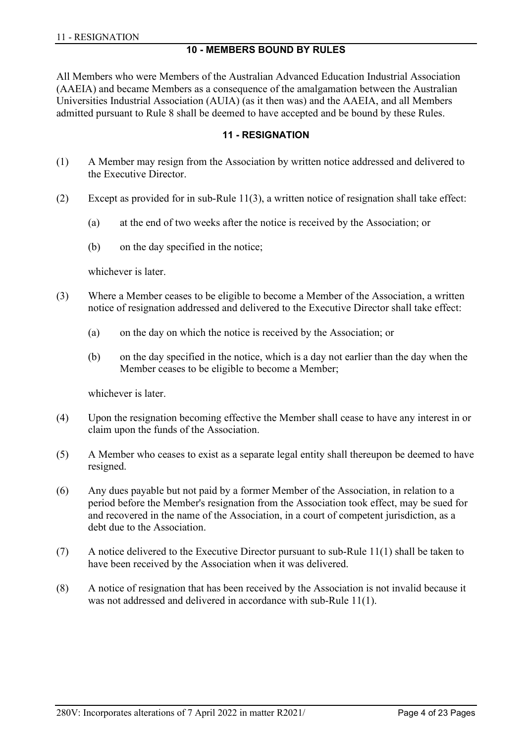## 10 - MEMBERS BOUND BY RULES

All Members who were Members of the Australian Advanced Education Industrial Association (AAEIA) and became Members as a consequence of the amalgamation between the Australian Universities Industrial Association (AUIA) (as it then was) and the AAEIA, and all Members admitted pursuant to Rule 8 shall be deemed to have accepted and be bound by these Rules.

## 11 - RESIGNATION

(1) A Member may resign from the Association by written notice addressed and delivered to the Executive Director.

(2) Except as provided for in sub-Rule 11(3), a written notice of resignation shall take effect:

- (a) at the end of two weeks after the notice is received by the Association; or
- (b) on the day specified in the notice;

whichever is later.

(3) Where a Member ceases to be eligible to become a Member of the Association, a written notice of resignation addressed and delivered to the Executive Director shall take effect:

- (a) on the day on which the notice is received by the Association; or
- (b) on the day specified in the notice, which is a day not earlier than the day when the Member ceases to be eligible to become a Member;

whichever is later.

(4) Upon the resignation becoming effective the Member shall cease to have any interest in or claim upon the funds of the Association.

(5) A Member who ceases to exist as a separate legal entity shall thereupon be deemed to have resigned.

(6) Any dues payable but not paid by a former Member of the Association, in relation to a period before the Member's resignation from the Association took effect, may be sued for and recovered in the name of the Association, in a court of competent jurisdiction, as a debt due to the Association.

(7) A notice delivered to the Executive Director pursuant to sub-Rule 11(1) shall be taken to have been received by the Association when it was delivered.

(8) A notice of resignation that has been received by the Association is not invalid because it was not addressed and delivered in accordance with sub-Rule 11(1).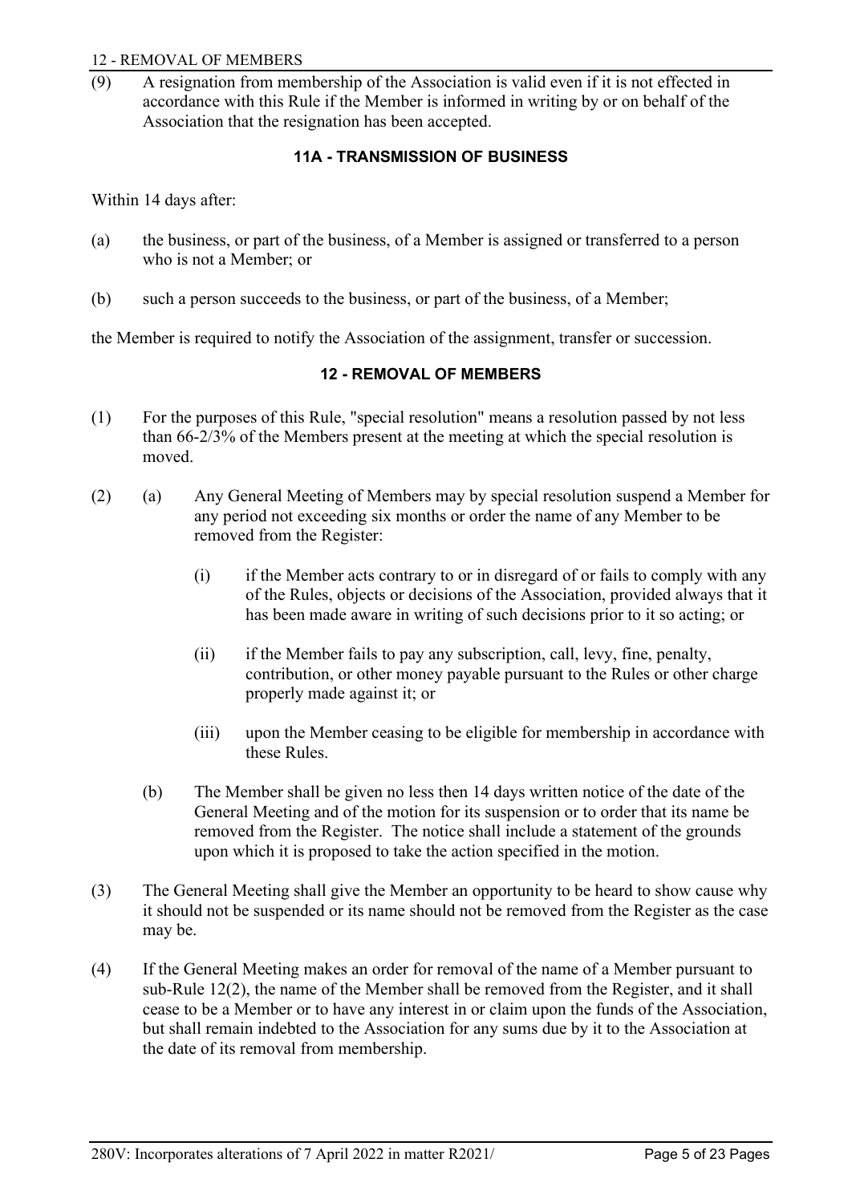(9) A resignation from membership of the Association is valid even if it is not effected in accordance with this Rule if the Member is informed in writing by or on behalf of the Association that the resignation has been accepted.

## 11A - TRANSMISSION OF BUSINESS

Within 14 days after:

(a) the business, or part of the business, of a Member is assigned or transferred to a person who is not a Member; or

(b) such a person succeeds to the business, or part of the business, of a Member;

the Member is required to notify the Association of the assignment, transfer or succession.

## 12 - REMOVAL OF MEMBERS

(1) For the purposes of this Rule, "special resolution" means a resolution passed by not less than 66-2/3% of the Members present at the meeting at which the special resolution is moved.

(2) (a) Any General Meeting of Members may by special resolution suspend a Member for any period not exceeding six months or order the name of any Member to be removed from the Register:

(i) if the Member acts contrary to or in disregard of or fails to comply with any of the Rules, objects or decisions of the Association, provided always that it has been made aware in writing of such decisions prior to it so acting; or

(ii) if the Member fails to pay any subscription, call, levy, fine, penalty, contribution, or other money payable pursuant to the Rules or other charge properly made against it; or

(iii) upon the Member ceasing to be eligible for membership in accordance with these Rules.

(b) The Member shall be given no less then 14 days written notice of the date of the General Meeting and of the motion for its suspension or to order that its name be removed from the Register. The notice shall include a statement of the grounds upon which it is proposed to take the action specified in the motion.

(3) The General Meeting shall give the Member an opportunity to be heard to show cause why it should not be suspended or its name should not be removed from the Register as the case may be.

(4) If the General Meeting makes an order for removal of the name of a Member pursuant to sub-Rule 12(2), the name of the Member shall be removed from the Register, and it shall cease to be a Member or to have any interest in or claim upon the funds of the Association, but shall remain indebted to the Association for any sums due by it to the Association at the date of its removal from membership.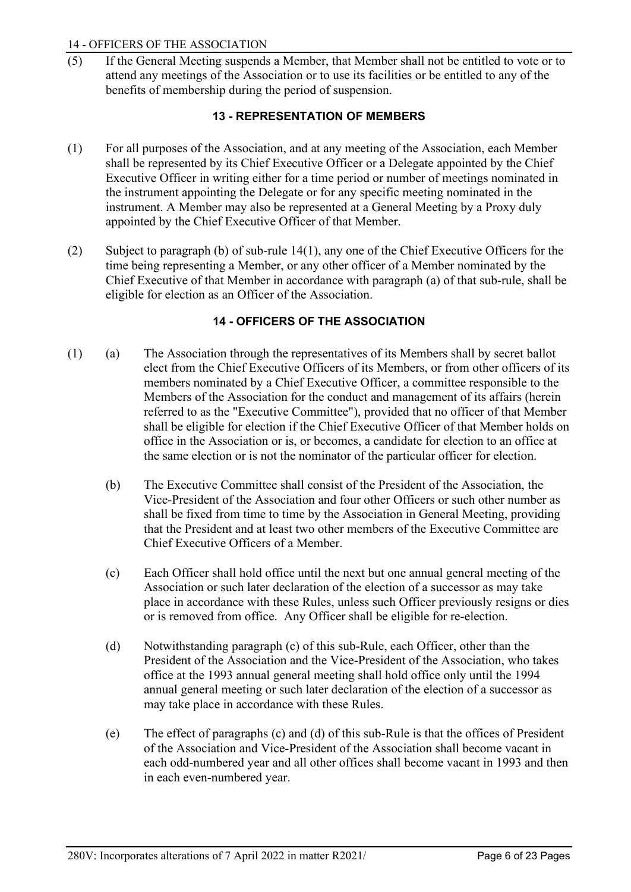(5) If the General Meeting suspends a Member, that Member shall not be entitled to vote or to attend any meetings of the Association or to use its facilities or be entitled to any of the benefits of membership during the period of suspension.

## 13 - REPRESENTATION OF MEMBERS

(1) For all purposes of the Association, and at any meeting of the Association, each Member shall be represented by its Chief Executive Officer or a Delegate appointed by the Chief Executive Officer in writing either for a time period or number of meetings nominated in the instrument appointing the Delegate or for any specific meeting nominated in the instrument. A Member may also be represented at a General Meeting by a Proxy duly appointed by the Chief Executive Officer of that Member.

(2) Subject to paragraph (b) of sub-rule 14(1), any one of the Chief Executive Officers for the time being representing a Member, or any other officer of a Member nominated by the Chief Executive of that Member in accordance with paragraph (a) of that sub-rule, shall be eligible for election as an Officer of the Association.

## 14 - OFFICERS OF THE ASSOCIATION

(1) (a) The Association through the representatives of its Members shall by secret ballot elect from the Chief Executive Officers of its Members, or from other officers of its members nominated by a Chief Executive Officer, a committee responsible to the Members of the Association for the conduct and management of its affairs (herein referred to as the "Executive Committee"), provided that no officer of that Member shall be eligible for election if the Chief Executive Officer of that Member holds on office in the Association or is, or becomes, a candidate for election to an office at the same election or is not the nominator of the particular officer for election.

(b) The Executive Committee shall consist of the President of the Association, the Vice-President of the Association and four other Officers or such other number as shall be fixed from time to time by the Association in General Meeting, providing that the President and at least two other members of the Executive Committee are Chief Executive Officers of a Member.

(c) Each Officer shall hold office until the next but one annual general meeting of the Association or such later declaration of the election of a successor as may take place in accordance with these Rules, unless such Officer previously resigns or dies or is removed from office. Any Officer shall be eligible for re-election.

(d) Notwithstanding paragraph (c) of this sub-Rule, each Officer, other than the President of the Association and the Vice-President of the Association, who takes office at the 1993 annual general meeting shall hold office only until the 1994 annual general meeting or such later declaration of the election of a successor as may take place in accordance with these Rules.

(e) The effect of paragraphs (c) and (d) of this sub-Rule is that the offices of President of the Association and Vice-President of the Association shall become vacant in each odd-numbered year and all other offices shall become vacant in 1993 and then in each even-numbered year.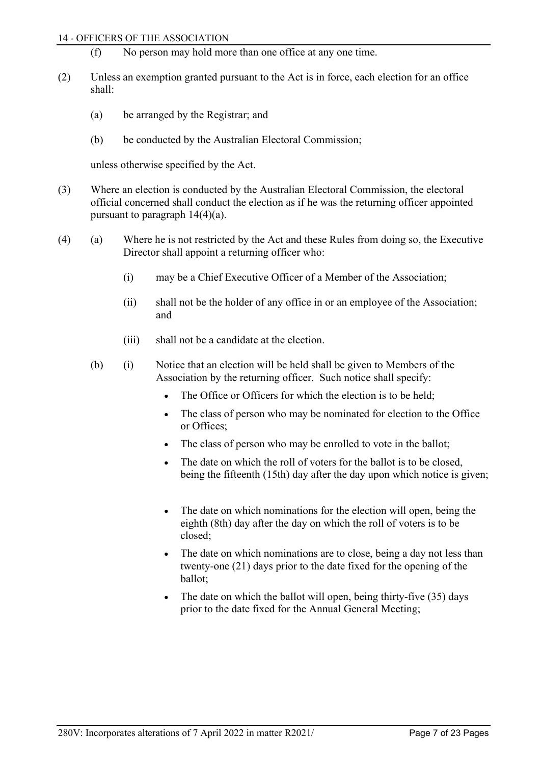(f) No person may hold more than one office at any one time.

(2) Unless an exemption granted pursuant to the Act is in force, each election for an office shall:

(a) be arranged by the Registrar; and

(b) be conducted by the Australian Electoral Commission;

unless otherwise specified by the Act.

(3) Where an election is conducted by the Australian Electoral Commission, the electoral official concerned shall conduct the election as if he was the returning officer appointed pursuant to paragraph 14(4)(a).

(4) (a) Where he is not restricted by the Act and these Rules from doing so, the Executive Director shall appoint a returning officer who:

(i) may be a Chief Executive Officer of a Member of the Association;

(ii) shall not be the holder of any office in or an employee of the Association; and

(iii) shall not be a candidate at the election.

(b) (i) Notice that an election will be held shall be given to Members of the Association by the returning officer. Such notice shall specify:

- The Office or Officers for which the election is to be held;
- The class of person who may be nominated for election to the Office or Offices;
- The class of person who may be enrolled to vote in the ballot;
- The date on which the roll of voters for the ballot is to be closed, being the fifteenth (15th) day after the day upon which notice is given;
- The date on which nominations for the election will open, being the eighth (8th) day after the day on which the roll of voters is to be closed;
- The date on which nominations are to close, being a day not less than twenty-one (21) days prior to the date fixed for the opening of the ballot;
- The date on which the ballot will open, being thirty-five (35) days prior to the date fixed for the Annual General Meeting;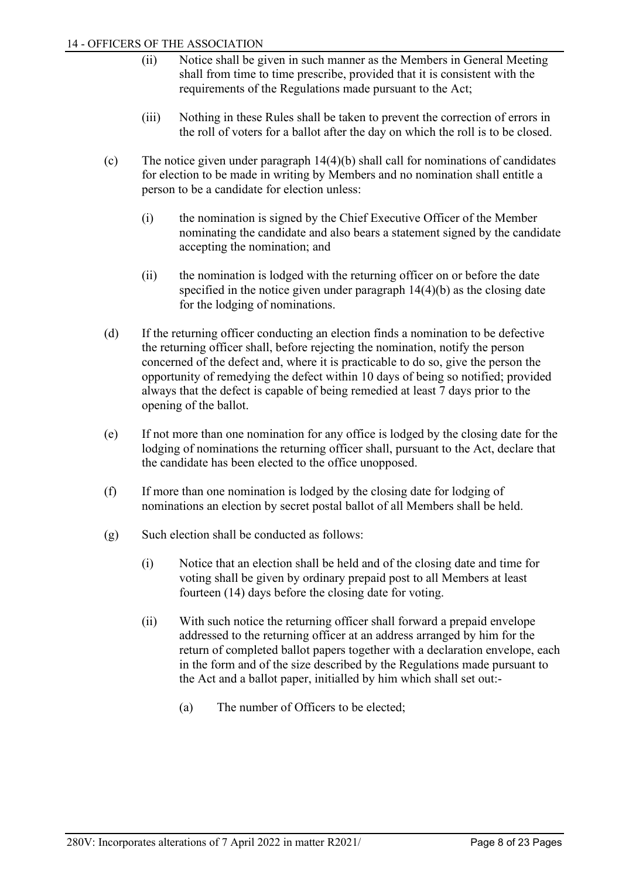(ii) Notice shall be given in such manner as the Members in General Meeting shall from time to time prescribe, provided that it is consistent with the requirements of the Regulations made pursuant to the Act;

(iii) Nothing in these Rules shall be taken to prevent the correction of errors in the roll of voters for a ballot after the day on which the roll is to be closed.

(c) The notice given under paragraph 14(4)(b) shall call for nominations of candidates for election to be made in writing by Members and no nomination shall entitle a person to be a candidate for election unless:

(i) the nomination is signed by the Chief Executive Officer of the Member nominating the candidate and also bears a statement signed by the candidate accepting the nomination; and

(ii) the nomination is lodged with the returning officer on or before the date specified in the notice given under paragraph 14(4)(b) as the closing date for the lodging of nominations.

(d) If the returning officer conducting an election finds a nomination to be defective the returning officer shall, before rejecting the nomination, notify the person concerned of the defect and, where it is practicable to do so, give the person the opportunity of remedying the defect within 10 days of being so notified; provided always that the defect is capable of being remedied at least 7 days prior to the opening of the ballot.

(e) If not more than one nomination for any office is lodged by the closing date for the lodging of nominations the returning officer shall, pursuant to the Act, declare that the candidate has been elected to the office unopposed.

(f) If more than one nomination is lodged by the closing date for lodging of nominations an election by secret postal ballot of all Members shall be held.

(g) Such election shall be conducted as follows:

(i) Notice that an election shall be held and of the closing date and time for voting shall be given by ordinary prepaid post to all Members at least fourteen (14) days before the closing date for voting.

(ii) With such notice the returning officer shall forward a prepaid envelope addressed to the returning officer at an address arranged by him for the return of completed ballot papers together with a declaration envelope, each in the form and of the size described by the Regulations made pursuant to the Act and a ballot paper, initialled by him which shall set out:-

(a) The number of Officers to be elected;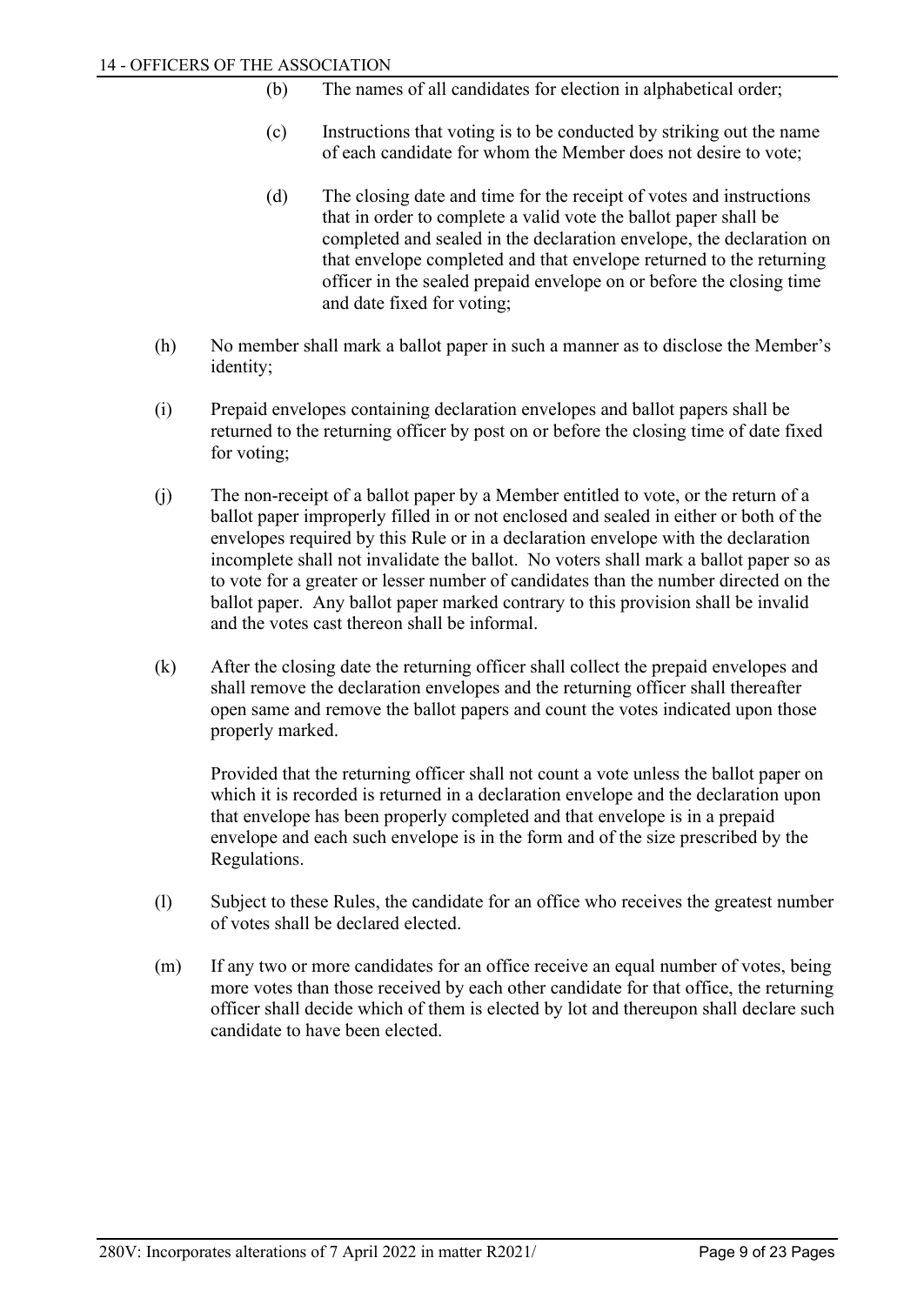(b) The names of all candidates for election in alphabetical order;

(c) Instructions that voting is to be conducted by striking out the name of each candidate for whom the Member does not desire to vote;

(d) The closing date and time for the receipt of votes and instructions that in order to complete a valid vote the ballot paper shall be completed and sealed in the declaration envelope, the declaration on that envelope completed and that envelope returned to the returning officer in the sealed prepaid envelope on or before the closing time and date fixed for voting;

(h) No member shall mark a ballot paper in such a manner as to disclose the Member's identity;

(i) Prepaid envelopes containing declaration envelopes and ballot papers shall be returned to the returning officer by post on or before the closing time of date fixed for voting;

(j) The non-receipt of a ballot paper by a Member entitled to vote, or the return of a ballot paper improperly filled in or not enclosed and sealed in either or both of the envelopes required by this Rule or in a declaration envelope with the declaration incomplete shall not invalidate the ballot. No voters shall mark a ballot paper so as to vote for a greater or lesser number of candidates than the number directed on the ballot paper. Any ballot paper marked contrary to this provision shall be invalid and the votes cast thereon shall be informal.

(k) After the closing date the returning officer shall collect the prepaid envelopes and shall remove the declaration envelopes and the returning officer shall thereafter open same and remove the ballot papers and count the votes indicated upon those properly marked.

Provided that the returning officer shall not count a vote unless the ballot paper on which it is recorded is returned in a declaration envelope and the declaration upon that envelope has been properly completed and that envelope is in a prepaid envelope and each such envelope is in the form and of the size prescribed by the Regulations.

(l) Subject to these Rules, the candidate for an office who receives the greatest number of votes shall be declared elected.

(m) If any two or more candidates for an office receive an equal number of votes, being more votes than those received by each other candidate for that office, the returning officer shall decide which of them is elected by lot and thereupon shall declare such candidate to have been elected.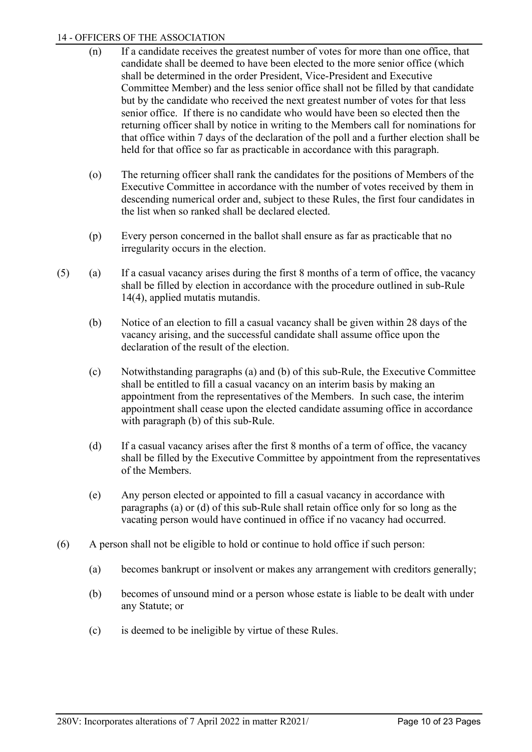(n) If a candidate receives the greatest number of votes for more than one office, that candidate shall be deemed to have been elected to the more senior office (which shall be determined in the order President, Vice-President and Executive Committee Member) and the less senior office shall not be filled by that candidate but by the candidate who received the next greatest number of votes for that less senior office. If there is no candidate who would have been so elected then the returning officer shall by notice in writing to the Members call for nominations for that office within 7 days of the declaration of the poll and a further election shall be held for that office so far as practicable in accordance with this paragraph.

(o) The returning officer shall rank the candidates for the positions of Members of the Executive Committee in accordance with the number of votes received by them in descending numerical order and, subject to these Rules, the first four candidates in the list when so ranked shall be declared elected.

(p) Every person concerned in the ballot shall ensure as far as practicable that no irregularity occurs in the election.

(5) (a) If a casual vacancy arises during the first 8 months of a term of office, the vacancy shall be filled by election in accordance with the procedure outlined in sub-Rule 14(4), applied mutatis mutandis.

(b) Notice of an election to fill a casual vacancy shall be given within 28 days of the vacancy arising, and the successful candidate shall assume office upon the declaration of the result of the election.

(c) Notwithstanding paragraphs (a) and (b) of this sub-Rule, the Executive Committee shall be entitled to fill a casual vacancy on an interim basis by making an appointment from the representatives of the Members. In such case, the interim appointment shall cease upon the elected candidate assuming office in accordance with paragraph (b) of this sub-Rule.

(d) If a casual vacancy arises after the first 8 months of a term of office, the vacancy shall be filled by the Executive Committee by appointment from the representatives of the Members.

(e) Any person elected or appointed to fill a casual vacancy in accordance with paragraphs (a) or (d) of this sub-Rule shall retain office only for so long as the vacating person would have continued in office if no vacancy had occurred.

(6) A person shall not be eligible to hold or continue to hold office if such person:

(a) becomes bankrupt or insolvent or makes any arrangement with creditors generally;

(b) becomes of unsound mind or a person whose estate is liable to be dealt with under any Statute; or

(c) is deemed to be ineligible by virtue of these Rules.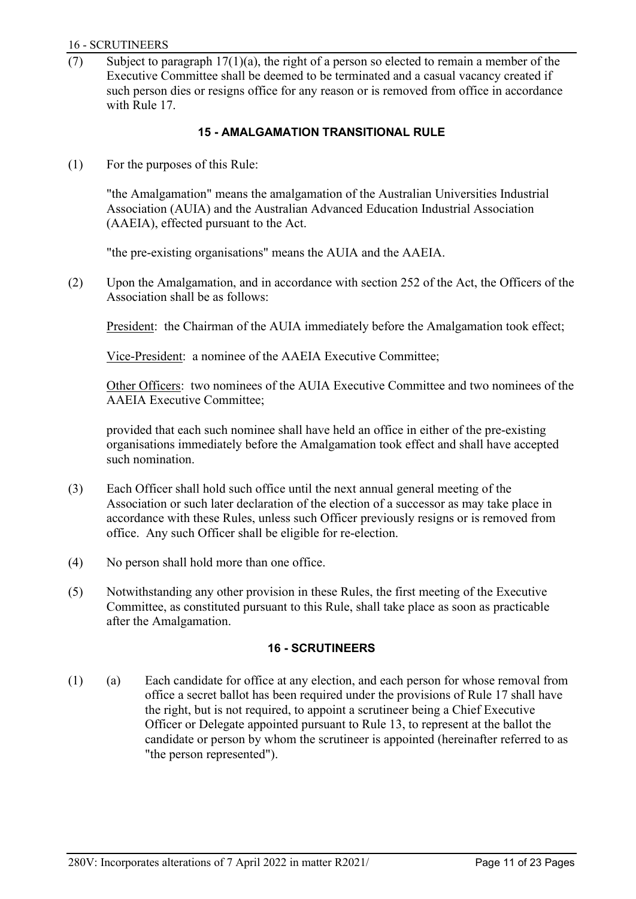(7) Subject to paragraph 17(1)(a), the right of a person so elected to remain a member of the Executive Committee shall be deemed to be terminated and a casual vacancy created if such person dies or resigns office for any reason or is removed from office in accordance with Rule 17.

## 15 - AMALGAMATION TRANSITIONAL RULE

(1) For the purposes of this Rule:

"the Amalgamation" means the amalgamation of the Australian Universities Industrial Association (AUIA) and the Australian Advanced Education Industrial Association (AAEIA), effected pursuant to the Act.

"the pre-existing organisations" means the AUIA and the AAEIA.

(2) Upon the Amalgamation, and in accordance with section 252 of the Act, the Officers of the Association shall be as follows:

<u>President</u>: the Chairman of the AUIA immediately before the Amalgamation took effect;

<u>Vice-President</u>: a nominee of the AAEIA Executive Committee;

<u>Other Officers</u>: two nominees of the AUIA Executive Committee and two nominees of the AAEIA Executive Committee;

provided that each such nominee shall have held an office in either of the pre-existing organisations immediately before the Amalgamation took effect and shall have accepted such nomination.

(3) Each Officer shall hold such office until the next annual general meeting of the Association or such later declaration of the election of a successor as may take place in accordance with these Rules, unless such Officer previously resigns or is removed from office. Any such Officer shall be eligible for re-election.

(4) No person shall hold more than one office.

(5) Notwithstanding any other provision in these Rules, the first meeting of the Executive Committee, as constituted pursuant to this Rule, shall take place as soon as practicable after the Amalgamation.

## 16 - SCRUTINEERS

(1) (a) Each candidate for office at any election, and each person for whose removal from office a secret ballot has been required under the provisions of Rule 17 shall have the right, but is not required, to appoint a scrutineer being a Chief Executive Officer or Delegate appointed pursuant to Rule 13, to represent at the ballot the candidate or person by whom the scrutineer is appointed (hereinafter referred to as "the person represented").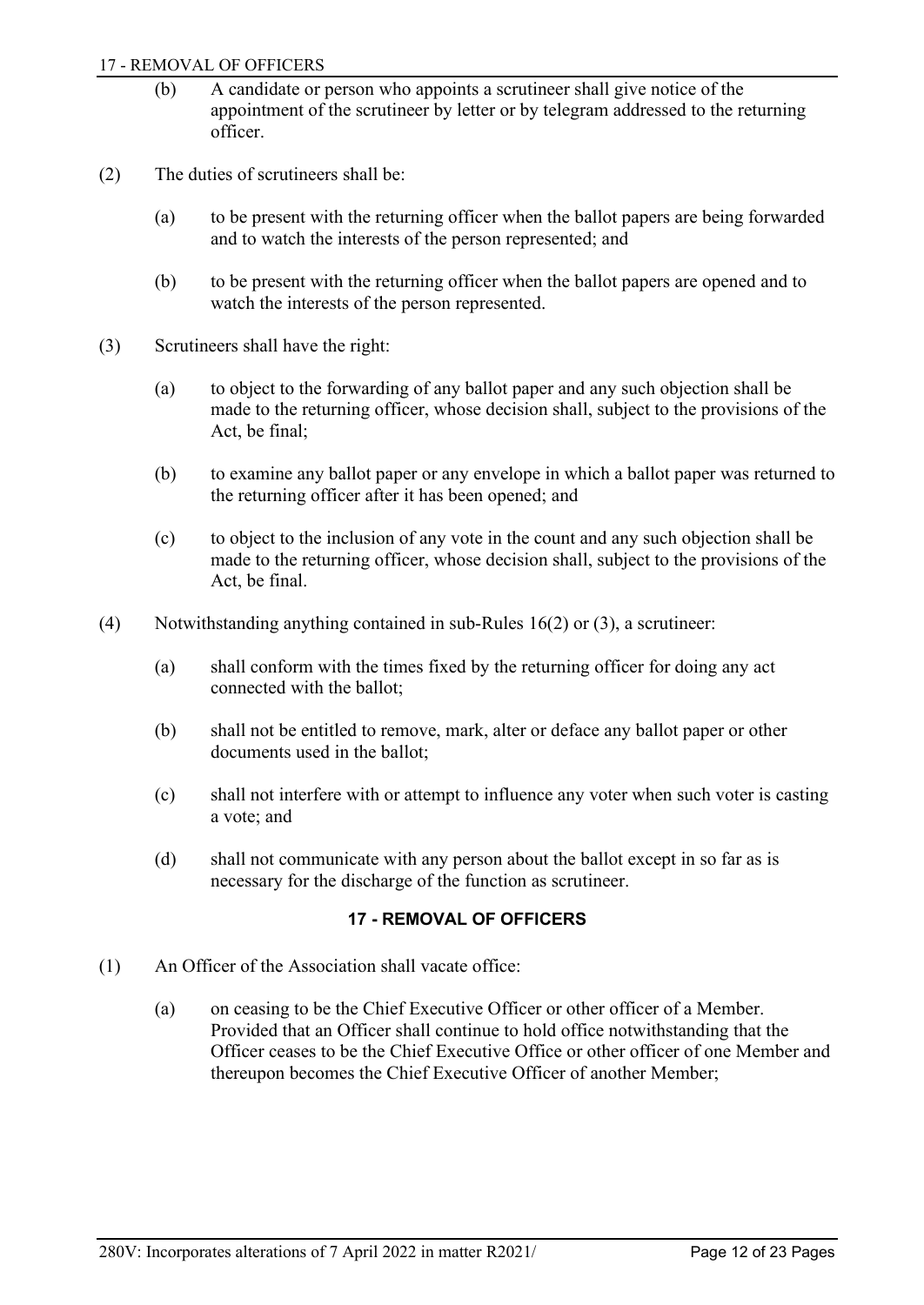(b) A candidate or person who appoints a scrutineer shall give notice of the appointment of the scrutineer by letter or by telegram addressed to the returning officer.

(2) The duties of scrutineers shall be:

(a) to be present with the returning officer when the ballot papers are being forwarded and to watch the interests of the person represented; and

(b) to be present with the returning officer when the ballot papers are opened and to watch the interests of the person represented.

(3) Scrutineers shall have the right:

(a) to object to the forwarding of any ballot paper and any such objection shall be made to the returning officer, whose decision shall, subject to the provisions of the Act, be final;

(b) to examine any ballot paper or any envelope in which a ballot paper was returned to the returning officer after it has been opened; and

(c) to object to the inclusion of any vote in the count and any such objection shall be made to the returning officer, whose decision shall, subject to the provisions of the Act, be final.

(4) Notwithstanding anything contained in sub-Rules 16(2) or (3), a scrutineer:

(a) shall conform with the times fixed by the returning officer for doing any act connected with the ballot;

(b) shall not be entitled to remove, mark, alter or deface any ballot paper or other documents used in the ballot;

(c) shall not interfere with or attempt to influence any voter when such voter is casting a vote; and

(d) shall not communicate with any person about the ballot except in so far as is necessary for the discharge of the function as scrutineer.

## 17 - REMOVAL OF OFFICERS

(1) An Officer of the Association shall vacate office:

(a) on ceasing to be the Chief Executive Officer or other officer of a Member. Provided that an Officer shall continue to hold office notwithstanding that the Officer ceases to be the Chief Executive Office or other officer of one Member and thereupon becomes the Chief Executive Officer of another Member;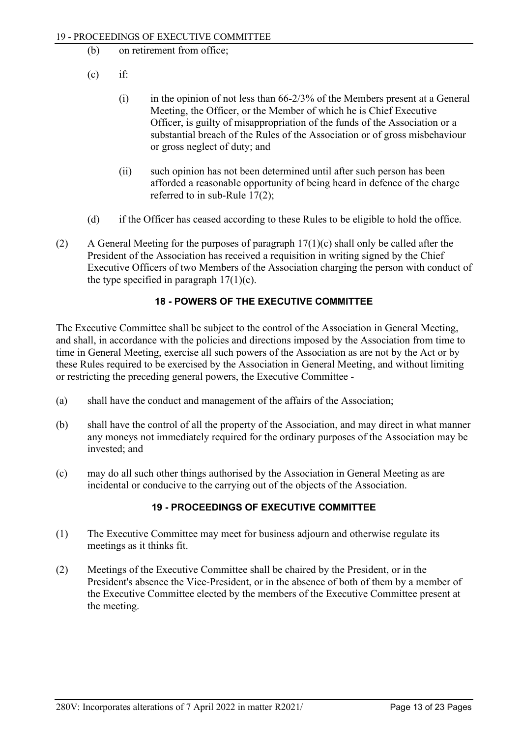(b) on retirement from office;

(c) if:

  (i) in the opinion of not less than 66-2/3% of the Members present at a General Meeting, the Officer, or the Member of which he is Chief Executive Officer, is guilty of misappropriation of the funds of the Association or a substantial breach of the Rules of the Association or of gross misbehaviour or gross neglect of duty; and

  (ii) such opinion has not been determined until after such person has been afforded a reasonable opportunity of being heard in defence of the charge referred to in sub-Rule 17(2);

(d) if the Officer has ceased according to these Rules to be eligible to hold the office.

(2) A General Meeting for the purposes of paragraph 17(1)(c) shall only be called after the President of the Association has received a requisition in writing signed by the Chief Executive Officers of two Members of the Association charging the person with conduct of the type specified in paragraph 17(1)(c).

## 18 - POWERS OF THE EXECUTIVE COMMITTEE

The Executive Committee shall be subject to the control of the Association in General Meeting, and shall, in accordance with the policies and directions imposed by the Association from time to time in General Meeting, exercise all such powers of the Association as are not by the Act or by these Rules required to be exercised by the Association in General Meeting, and without limiting or restricting the preceding general powers, the Executive Committee -

(a) shall have the conduct and management of the affairs of the Association;

(b) shall have the control of all the property of the Association, and may direct in what manner any moneys not immediately required for the ordinary purposes of the Association may be invested; and

(c) may do all such other things authorised by the Association in General Meeting as are incidental or conducive to the carrying out of the objects of the Association.

## 19 - PROCEEDINGS OF EXECUTIVE COMMITTEE

(1) The Executive Committee may meet for business adjourn and otherwise regulate its meetings as it thinks fit.

(2) Meetings of the Executive Committee shall be chaired by the President, or in the President's absence the Vice-President, or in the absence of both of them by a member of the Executive Committee elected by the members of the Executive Committee present at the meeting.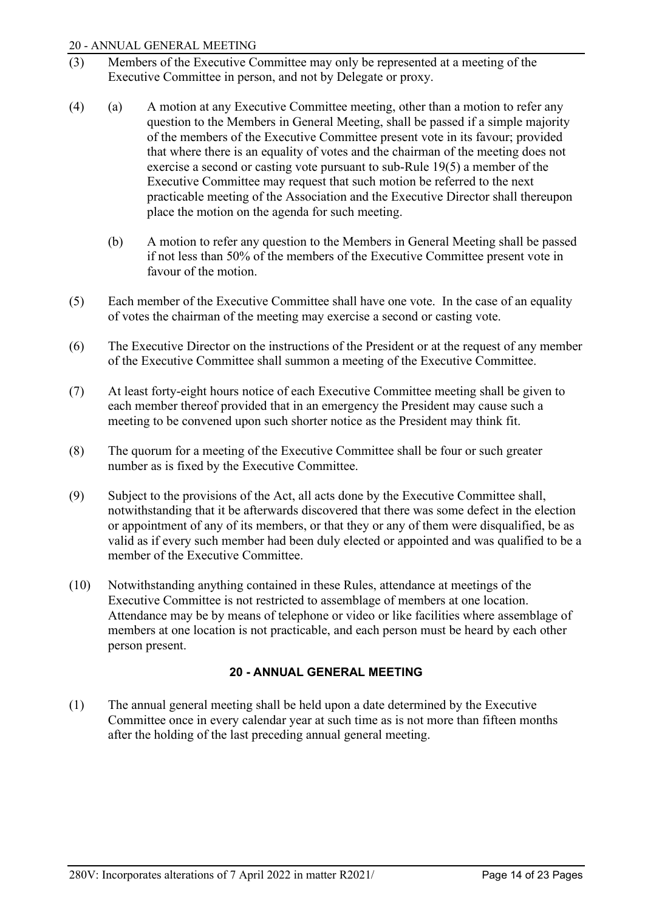(3) Members of the Executive Committee may only be represented at a meeting of the Executive Committee in person, and not by Delegate or proxy.

(4) (a) A motion at any Executive Committee meeting, other than a motion to refer any question to the Members in General Meeting, shall be passed if a simple majority of the members of the Executive Committee present vote in its favour; provided that where there is an equality of votes and the chairman of the meeting does not exercise a second or casting vote pursuant to sub-Rule 19(5) a member of the Executive Committee may request that such motion be referred to the next practicable meeting of the Association and the Executive Director shall thereupon place the motion on the agenda for such meeting.

(b) A motion to refer any question to the Members in General Meeting shall be passed if not less than 50% of the members of the Executive Committee present vote in favour of the motion.

(5) Each member of the Executive Committee shall have one vote. In the case of an equality of votes the chairman of the meeting may exercise a second or casting vote.

(6) The Executive Director on the instructions of the President or at the request of any member of the Executive Committee shall summon a meeting of the Executive Committee.

(7) At least forty-eight hours notice of each Executive Committee meeting shall be given to each member thereof provided that in an emergency the President may cause such a meeting to be convened upon such shorter notice as the President may think fit.

(8) The quorum for a meeting of the Executive Committee shall be four or such greater number as is fixed by the Executive Committee.

(9) Subject to the provisions of the Act, all acts done by the Executive Committee shall, notwithstanding that it be afterwards discovered that there was some defect in the election or appointment of any of its members, or that they or any of them were disqualified, be as valid as if every such member had been duly elected or appointed and was qualified to be a member of the Executive Committee.

(10) Notwithstanding anything contained in these Rules, attendance at meetings of the Executive Committee is not restricted to assemblage of members at one location. Attendance may be by means of telephone or video or like facilities where assemblage of members at one location is not practicable, and each person must be heard by each other person present.

## 20 - ANNUAL GENERAL MEETING

(1) The annual general meeting shall be held upon a date determined by the Executive Committee once in every calendar year at such time as is not more than fifteen months after the holding of the last preceding annual general meeting.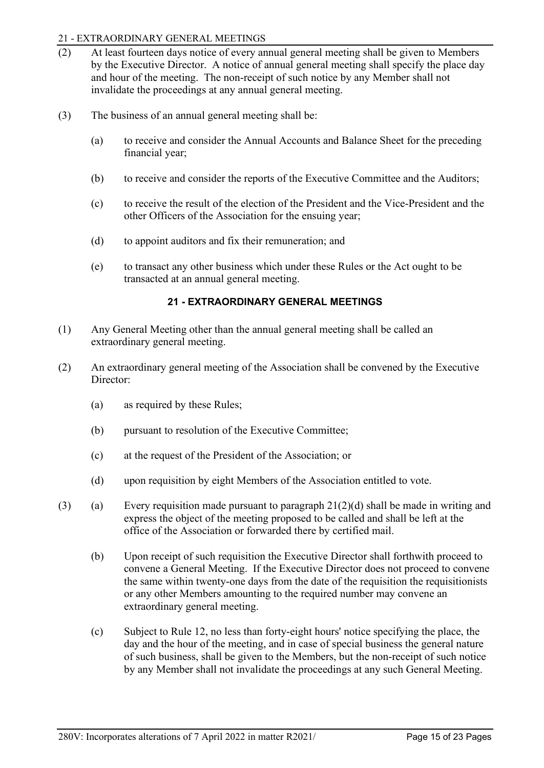(2) At least fourteen days notice of every annual general meeting shall be given to Members by the Executive Director. A notice of annual general meeting shall specify the place day and hour of the meeting. The non-receipt of such notice by any Member shall not invalidate the proceedings at any annual general meeting.

(3) The business of an annual general meeting shall be:

(a) to receive and consider the Annual Accounts and Balance Sheet for the preceding financial year;

(b) to receive and consider the reports of the Executive Committee and the Auditors;

(c) to receive the result of the election of the President and the Vice-President and the other Officers of the Association for the ensuing year;

(d) to appoint auditors and fix their remuneration; and

(e) to transact any other business which under these Rules or the Act ought to be transacted at an annual general meeting.

## 21 - EXTRAORDINARY GENERAL MEETINGS

(1) Any General Meeting other than the annual general meeting shall be called an extraordinary general meeting.

(2) An extraordinary general meeting of the Association shall be convened by the Executive Director:

(a) as required by these Rules;

(b) pursuant to resolution of the Executive Committee;

(c) at the request of the President of the Association; or

(d) upon requisition by eight Members of the Association entitled to vote.

(3) (a) Every requisition made pursuant to paragraph 21(2)(d) shall be made in writing and express the object of the meeting proposed to be called and shall be left at the office of the Association or forwarded there by certified mail.

(b) Upon receipt of such requisition the Executive Director shall forthwith proceed to convene a General Meeting. If the Executive Director does not proceed to convene the same within twenty-one days from the date of the requisition the requisitionists or any other Members amounting to the required number may convene an extraordinary general meeting.

(c) Subject to Rule 12, no less than forty-eight hours' notice specifying the place, the day and the hour of the meeting, and in case of special business the general nature of such business, shall be given to the Members, but the non-receipt of such notice by any Member shall not invalidate the proceedings at any such General Meeting.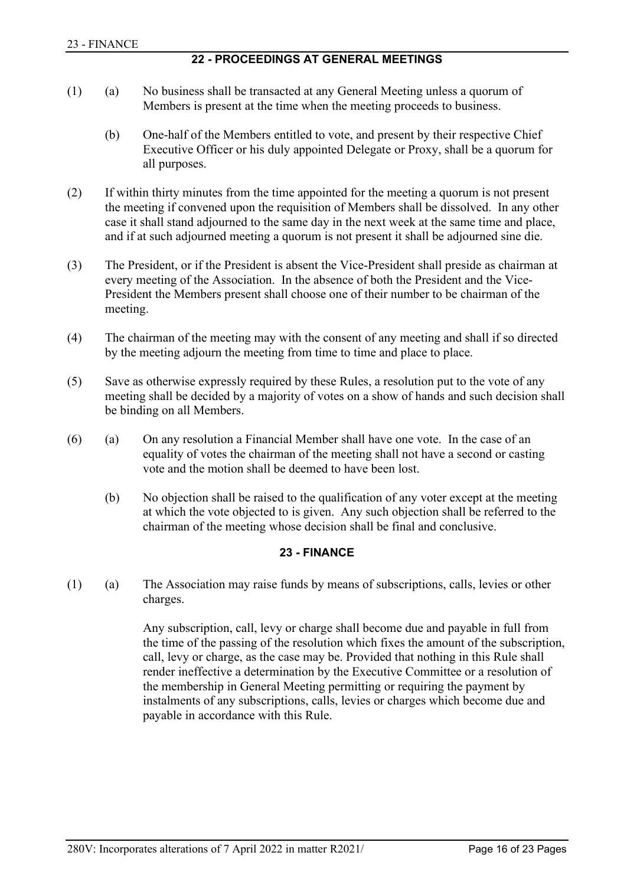## 22 - PROCEEDINGS AT GENERAL MEETINGS

(1) (a) No business shall be transacted at any General Meeting unless a quorum of Members is present at the time when the meeting proceeds to business.

(b) One-half of the Members entitled to vote, and present by their respective Chief Executive Officer or his duly appointed Delegate or Proxy, shall be a quorum for all purposes.

(2) If within thirty minutes from the time appointed for the meeting a quorum is not present the meeting if convened upon the requisition of Members shall be dissolved. In any other case it shall stand adjourned to the same day in the next week at the same time and place, and if at such adjourned meeting a quorum is not present it shall be adjourned sine die.

(3) The President, or if the President is absent the Vice-President shall preside as chairman at every meeting of the Association. In the absence of both the President and the Vice-President the Members present shall choose one of their number to be chairman of the meeting.

(4) The chairman of the meeting may with the consent of any meeting and shall if so directed by the meeting adjourn the meeting from time to time and place to place.

(5) Save as otherwise expressly required by these Rules, a resolution put to the vote of any meeting shall be decided by a majority of votes on a show of hands and such decision shall be binding on all Members.

(6) (a) On any resolution a Financial Member shall have one vote. In the case of an equality of votes the chairman of the meeting shall not have a second or casting vote and the motion shall be deemed to have been lost.

(b) No objection shall be raised to the qualification of any voter except at the meeting at which the vote objected to is given. Any such objection shall be referred to the chairman of the meeting whose decision shall be final and conclusive.

## 23 - FINANCE

(1) (a) The Association may raise funds by means of subscriptions, calls, levies or other charges.

Any subscription, call, levy or charge shall become due and payable in full from the time of the passing of the resolution which fixes the amount of the subscription, call, levy or charge, as the case may be. Provided that nothing in this Rule shall render ineffective a determination by the Executive Committee or a resolution of the membership in General Meeting permitting or requiring the payment by instalments of any subscriptions, calls, levies or charges which become due and payable in accordance with this Rule.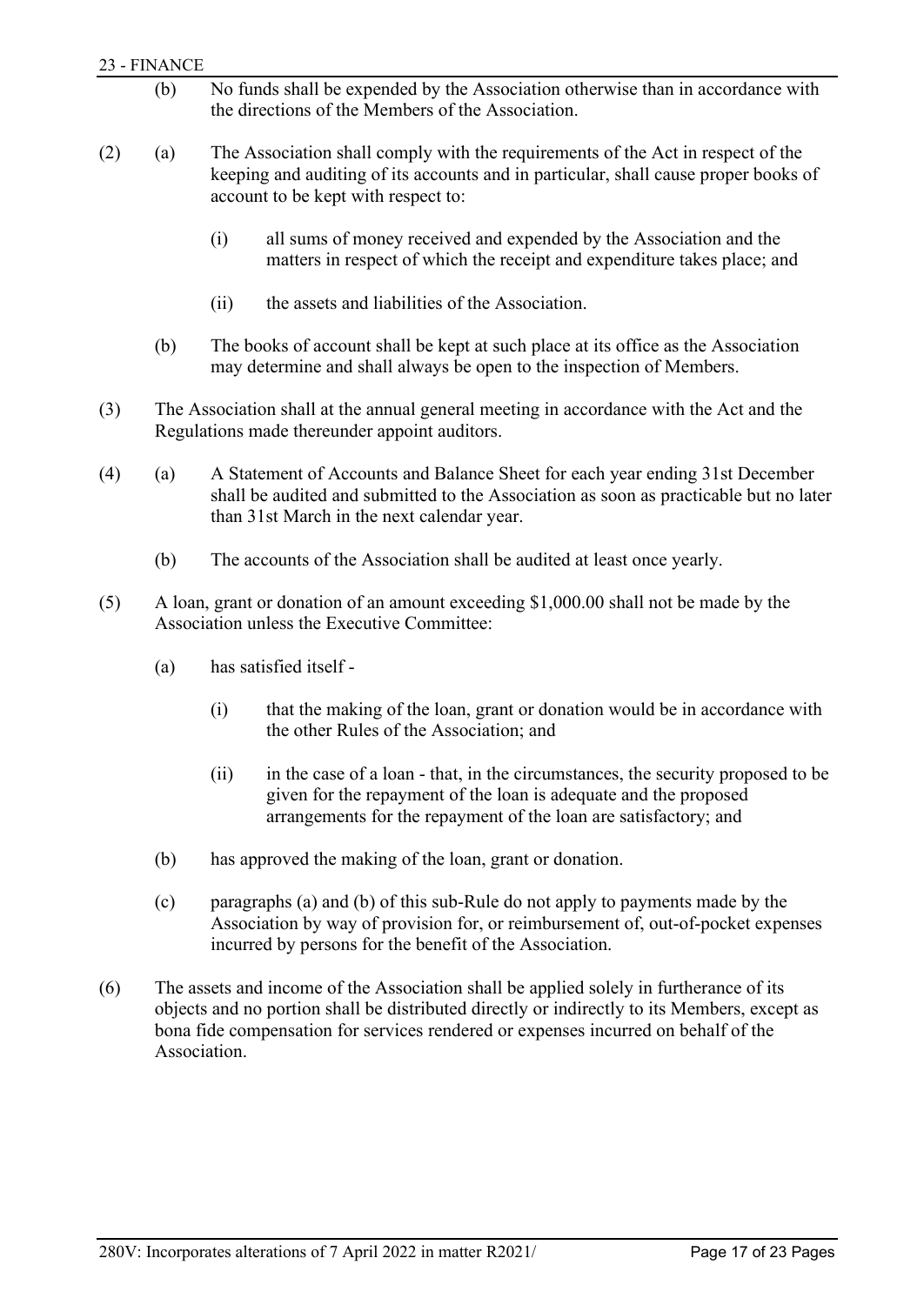(b) No funds shall be expended by the Association otherwise than in accordance with the directions of the Members of the Association.

(2) (a) The Association shall comply with the requirements of the Act in respect of the keeping and auditing of its accounts and in particular, shall cause proper books of account to be kept with respect to:

(i) all sums of money received and expended by the Association and the matters in respect of which the receipt and expenditure takes place; and

(ii) the assets and liabilities of the Association.

(b) The books of account shall be kept at such place at its office as the Association may determine and shall always be open to the inspection of Members.

(3) The Association shall at the annual general meeting in accordance with the Act and the Regulations made thereunder appoint auditors.

(4) (a) A Statement of Accounts and Balance Sheet for each year ending 31st December shall be audited and submitted to the Association as soon as practicable but no later than 31st March in the next calendar year.

(b) The accounts of the Association shall be audited at least once yearly.

(5) A loan, grant or donation of an amount exceeding $1,000.00 shall not be made by the Association unless the Executive Committee:

(a) has satisfied itself -

(i) that the making of the loan, grant or donation would be in accordance with the other Rules of the Association; and

(ii) in the case of a loan - that, in the circumstances, the security proposed to be given for the repayment of the loan is adequate and the proposed arrangements for the repayment of the loan are satisfactory; and

(b) has approved the making of the loan, grant or donation.

(c) paragraphs (a) and (b) of this sub-Rule do not apply to payments made by the Association by way of provision for, or reimbursement of, out-of-pocket expenses incurred by persons for the benefit of the Association.

(6) The assets and income of the Association shall be applied solely in furtherance of its objects and no portion shall be distributed directly or indirectly to its Members, except as bona fide compensation for services rendered or expenses incurred on behalf of the Association.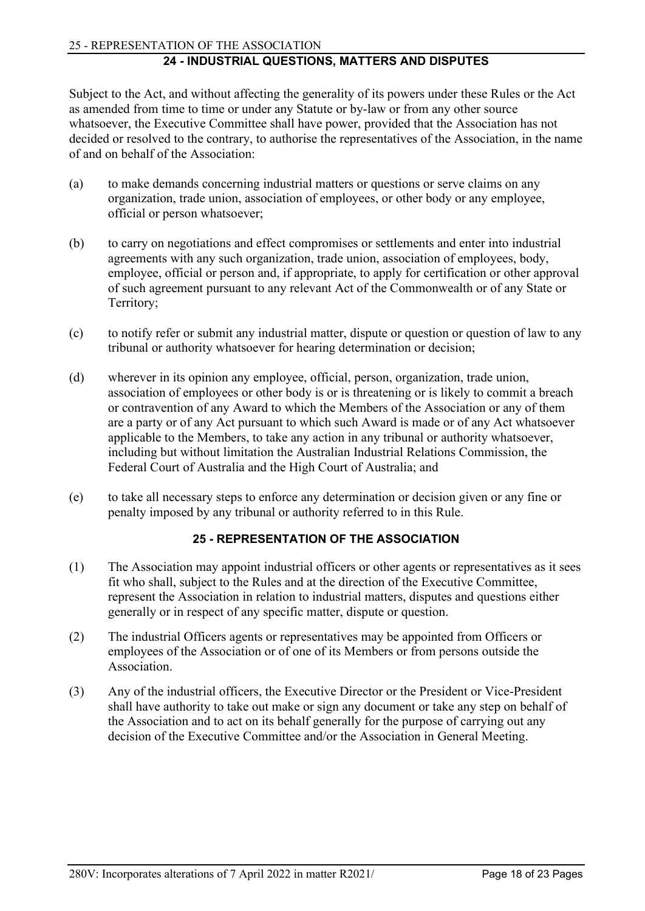## 24 - INDUSTRIAL QUESTIONS, MATTERS AND DISPUTES

Subject to the Act, and without affecting the generality of its powers under these Rules or the Act as amended from time to time or under any Statute or by-law or from any other source whatsoever, the Executive Committee shall have power, provided that the Association has not decided or resolved to the contrary, to authorise the representatives of the Association, in the name of and on behalf of the Association:

(a) to make demands concerning industrial matters or questions or serve claims on any organization, trade union, association of employees, or other body or any employee, official or person whatsoever;

(b) to carry on negotiations and effect compromises or settlements and enter into industrial agreements with any such organization, trade union, association of employees, body, employee, official or person and, if appropriate, to apply for certification or other approval of such agreement pursuant to any relevant Act of the Commonwealth or of any State or Territory;

(c) to notify refer or submit any industrial matter, dispute or question or question of law to any tribunal or authority whatsoever for hearing determination or decision;

(d) wherever in its opinion any employee, official, person, organization, trade union, association of employees or other body is or is threatening or is likely to commit a breach or contravention of any Award to which the Members of the Association or any of them are a party or of any Act pursuant to which such Award is made or of any Act whatsoever applicable to the Members, to take any action in any tribunal or authority whatsoever, including but without limitation the Australian Industrial Relations Commission, the Federal Court of Australia and the High Court of Australia; and

(e) to take all necessary steps to enforce any determination or decision given or any fine or penalty imposed by any tribunal or authority referred to in this Rule.

## 25 - REPRESENTATION OF THE ASSOCIATION

(1) The Association may appoint industrial officers or other agents or representatives as it sees fit who shall, subject to the Rules and at the direction of the Executive Committee, represent the Association in relation to industrial matters, disputes and questions either generally or in respect of any specific matter, dispute or question.

(2) The industrial Officers agents or representatives may be appointed from Officers or employees of the Association or of one of its Members or from persons outside the Association.

(3) Any of the industrial officers, the Executive Director or the President or Vice-President shall have authority to take out make or sign any document or take any step on behalf of the Association and to act on its behalf generally for the purpose of carrying out any decision of the Executive Committee and/or the Association in General Meeting.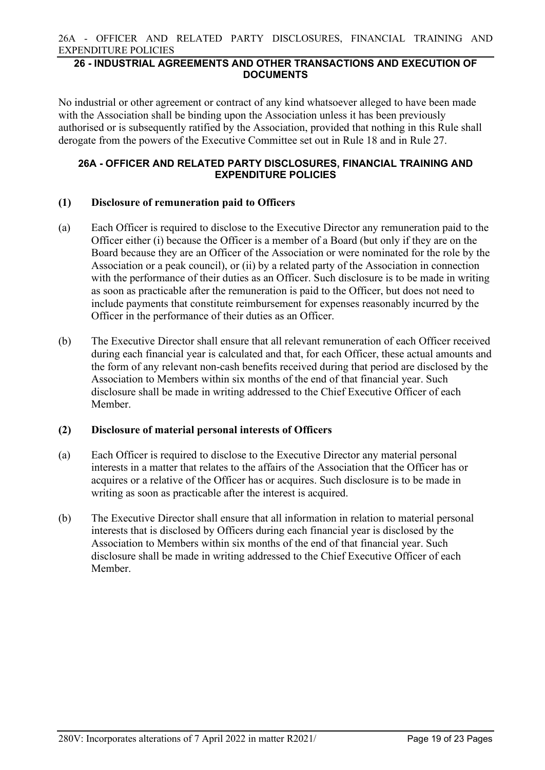## 26 - INDUSTRIAL AGREEMENTS AND OTHER TRANSACTIONS AND EXECUTION OF DOCUMENTS

No industrial or other agreement or contract of any kind whatsoever alleged to have been made with the Association shall be binding upon the Association unless it has been previously authorised or is subsequently ratified by the Association, provided that nothing in this Rule shall derogate from the powers of the Executive Committee set out in Rule 18 and in Rule 27.

## 26A - OFFICER AND RELATED PARTY DISCLOSURES, FINANCIAL TRAINING AND EXPENDITURE POLICIES

**(1) Disclosure of remuneration paid to Officers**

(a) Each Officer is required to disclose to the Executive Director any remuneration paid to the Officer either (i) because the Officer is a member of a Board (but only if they are on the Board because they are an Officer of the Association or were nominated for the role by the Association or a peak council), or (ii) by a related party of the Association in connection with the performance of their duties as an Officer. Such disclosure is to be made in writing as soon as practicable after the remuneration is paid to the Officer, but does not need to include payments that constitute reimbursement for expenses reasonably incurred by the Officer in the performance of their duties as an Officer.

(b) The Executive Director shall ensure that all relevant remuneration of each Officer received during each financial year is calculated and that, for each Officer, these actual amounts and the form of any relevant non-cash benefits received during that period are disclosed by the Association to Members within six months of the end of that financial year. Such disclosure shall be made in writing addressed to the Chief Executive Officer of each Member.

**(2) Disclosure of material personal interests of Officers**

(a) Each Officer is required to disclose to the Executive Director any material personal interests in a matter that relates to the affairs of the Association that the Officer has or acquires or a relative of the Officer has or acquires. Such disclosure is to be made in writing as soon as practicable after the interest is acquired.

(b) The Executive Director shall ensure that all information in relation to material personal interests that is disclosed by Officers during each financial year is disclosed by the Association to Members within six months of the end of that financial year. Such disclosure shall be made in writing addressed to the Chief Executive Officer of each Member.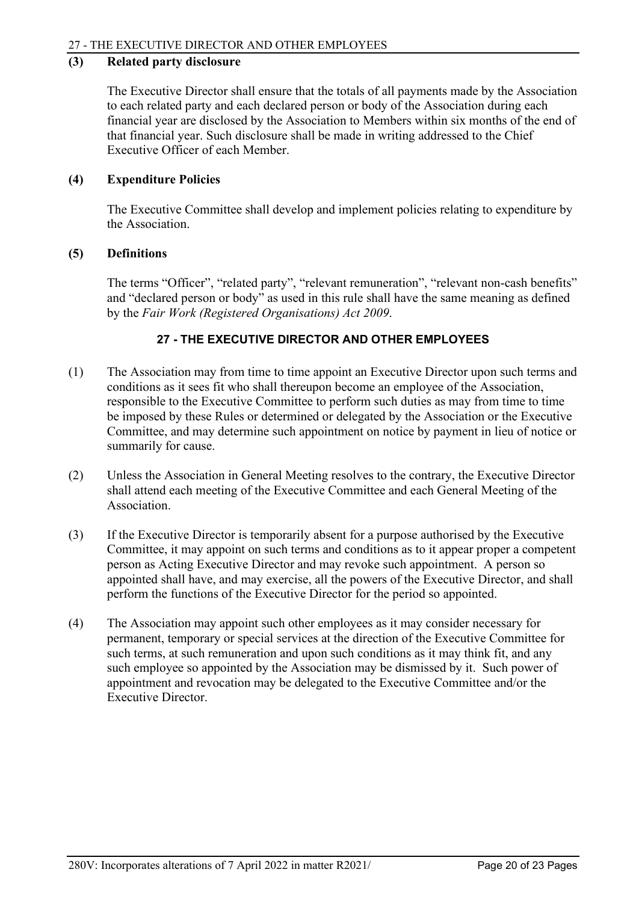**(3) Related party disclosure**

The Executive Director shall ensure that the totals of all payments made by the Association to each related party and each declared person or body of the Association during each financial year are disclosed by the Association to Members within six months of the end of that financial year. Such disclosure shall be made in writing addressed to the Chief Executive Officer of each Member.

**(4) Expenditure Policies**

The Executive Committee shall develop and implement policies relating to expenditure by the Association.

**(5) Definitions**

The terms "Officer", "related party", "relevant remuneration", "relevant non-cash benefits" and "declared person or body" as used in this rule shall have the same meaning as defined by the *Fair Work (Registered Organisations) Act 2009*.

## 27 - THE EXECUTIVE DIRECTOR AND OTHER EMPLOYEES

(1) The Association may from time to time appoint an Executive Director upon such terms and conditions as it sees fit who shall thereupon become an employee of the Association, responsible to the Executive Committee to perform such duties as may from time to time be imposed by these Rules or determined or delegated by the Association or the Executive Committee, and may determine such appointment on notice by payment in lieu of notice or summarily for cause.

(2) Unless the Association in General Meeting resolves to the contrary, the Executive Director shall attend each meeting of the Executive Committee and each General Meeting of the Association.

(3) If the Executive Director is temporarily absent for a purpose authorised by the Executive Committee, it may appoint on such terms and conditions as to it appear proper a competent person as Acting Executive Director and may revoke such appointment. A person so appointed shall have, and may exercise, all the powers of the Executive Director, and shall perform the functions of the Executive Director for the period so appointed.

(4) The Association may appoint such other employees as it may consider necessary for permanent, temporary or special services at the direction of the Executive Committee for such terms, at such remuneration and upon such conditions as it may think fit, and any such employee so appointed by the Association may be dismissed by it. Such power of appointment and revocation may be delegated to the Executive Committee and/or the Executive Director.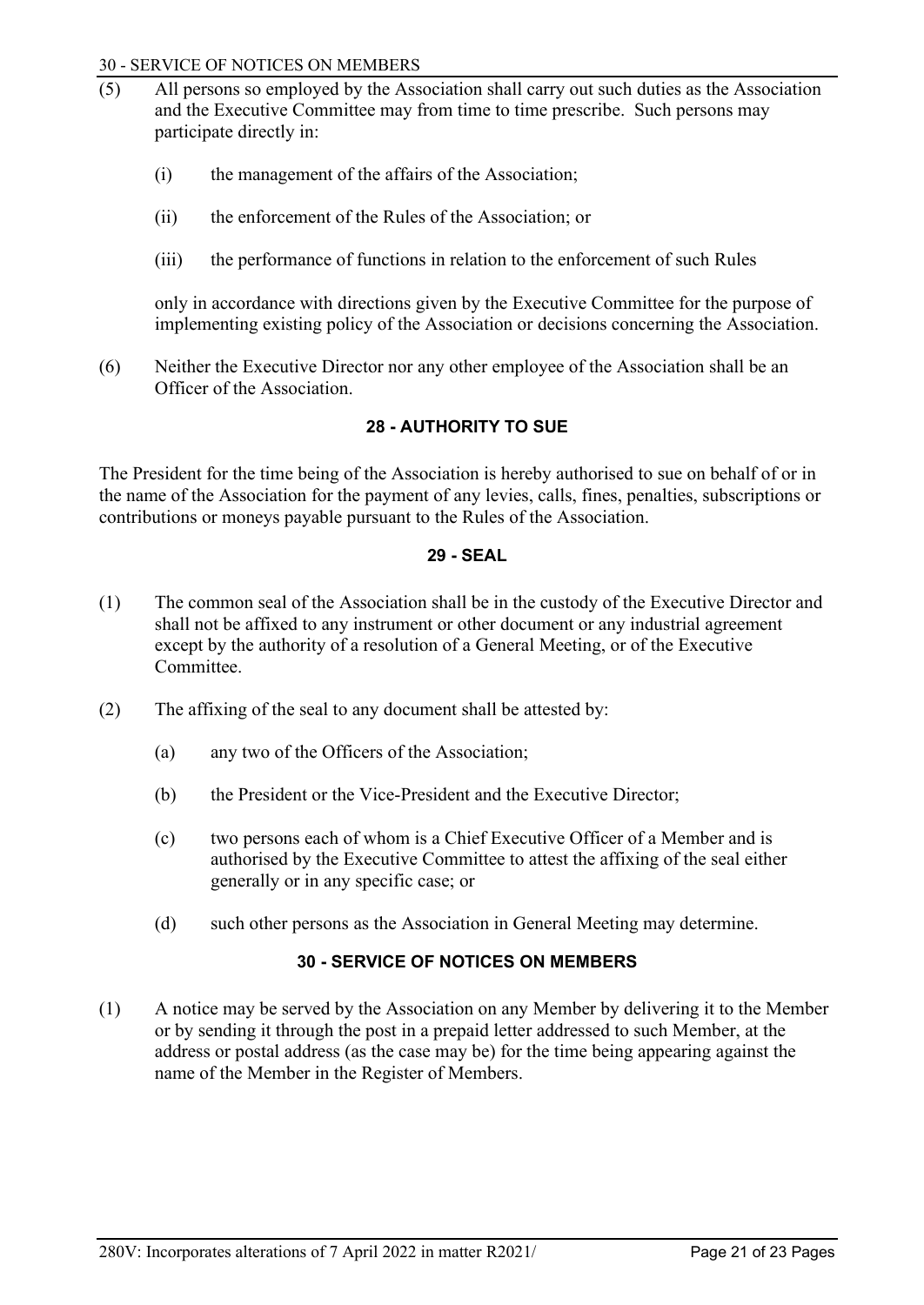(5) All persons so employed by the Association shall carry out such duties as the Association and the Executive Committee may from time to time prescribe. Such persons may participate directly in:

(i) the management of the affairs of the Association;

(ii) the enforcement of the Rules of the Association; or

(iii) the performance of functions in relation to the enforcement of such Rules

only in accordance with directions given by the Executive Committee for the purpose of implementing existing policy of the Association or decisions concerning the Association.

(6) Neither the Executive Director nor any other employee of the Association shall be an Officer of the Association.

## 28 - AUTHORITY TO SUE

The President for the time being of the Association is hereby authorised to sue on behalf of or in the name of the Association for the payment of any levies, calls, fines, penalties, subscriptions or contributions or moneys payable pursuant to the Rules of the Association.

## 29 - SEAL

(1) The common seal of the Association shall be in the custody of the Executive Director and shall not be affixed to any instrument or other document or any industrial agreement except by the authority of a resolution of a General Meeting, or of the Executive Committee.

(2) The affixing of the seal to any document shall be attested by:

(a) any two of the Officers of the Association;

(b) the President or the Vice-President and the Executive Director;

(c) two persons each of whom is a Chief Executive Officer of a Member and is authorised by the Executive Committee to attest the affixing of the seal either generally or in any specific case; or

(d) such other persons as the Association in General Meeting may determine.

## 30 - SERVICE OF NOTICES ON MEMBERS

(1) A notice may be served by the Association on any Member by delivering it to the Member or by sending it through the post in a prepaid letter addressed to such Member, at the address or postal address (as the case may be) for the time being appearing against the name of the Member in the Register of Members.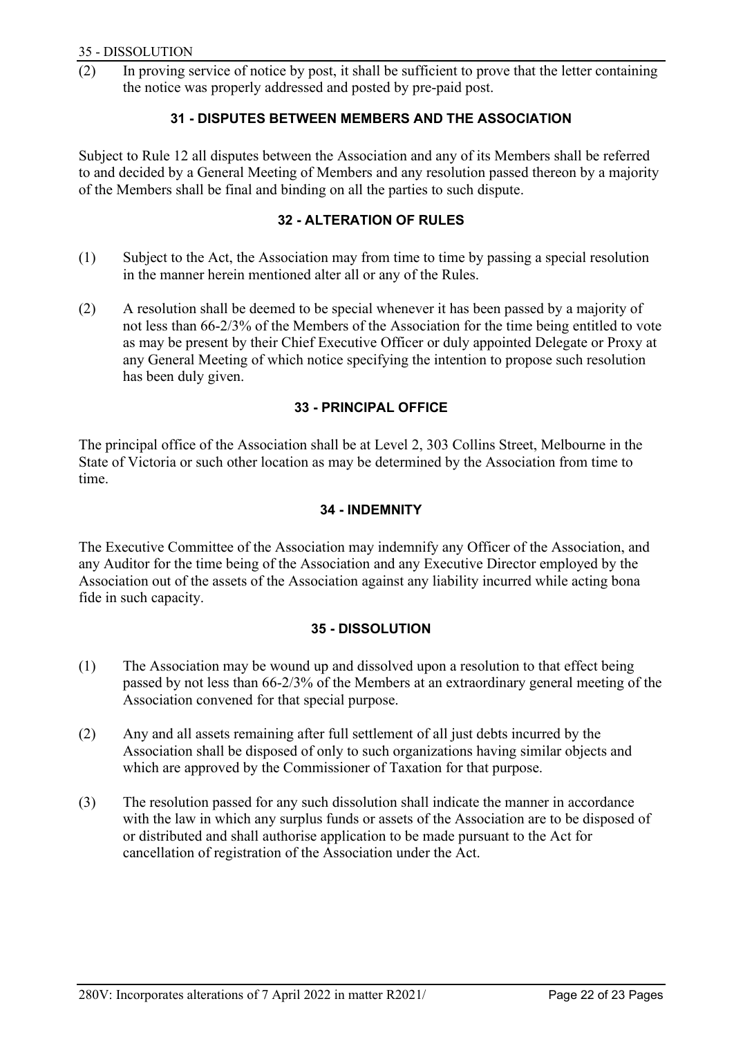(2) In proving service of notice by post, it shall be sufficient to prove that the letter containing the notice was properly addressed and posted by pre-paid post.

## 31 - DISPUTES BETWEEN MEMBERS AND THE ASSOCIATION

Subject to Rule 12 all disputes between the Association and any of its Members shall be referred to and decided by a General Meeting of Members and any resolution passed thereon by a majority of the Members shall be final and binding on all the parties to such dispute.

## 32 - ALTERATION OF RULES

(1) Subject to the Act, the Association may from time to time by passing a special resolution in the manner herein mentioned alter all or any of the Rules.

(2) A resolution shall be deemed to be special whenever it has been passed by a majority of not less than 66-2/3% of the Members of the Association for the time being entitled to vote as may be present by their Chief Executive Officer or duly appointed Delegate or Proxy at any General Meeting of which notice specifying the intention to propose such resolution has been duly given.

## 33 - PRINCIPAL OFFICE

The principal office of the Association shall be at Level 2, 303 Collins Street, Melbourne in the State of Victoria or such other location as may be determined by the Association from time to time.

## 34 - INDEMNITY

The Executive Committee of the Association may indemnify any Officer of the Association, and any Auditor for the time being of the Association and any Executive Director employed by the Association out of the assets of the Association against any liability incurred while acting bona fide in such capacity.

## 35 - DISSOLUTION

(1) The Association may be wound up and dissolved upon a resolution to that effect being passed by not less than 66-2/3% of the Members at an extraordinary general meeting of the Association convened for that special purpose.

(2) Any and all assets remaining after full settlement of all just debts incurred by the Association shall be disposed of only to such organizations having similar objects and which are approved by the Commissioner of Taxation for that purpose.

(3) The resolution passed for any such dissolution shall indicate the manner in accordance with the law in which any surplus funds or assets of the Association are to be disposed of or distributed and shall authorise application to be made pursuant to the Act for cancellation of registration of the Association under the Act.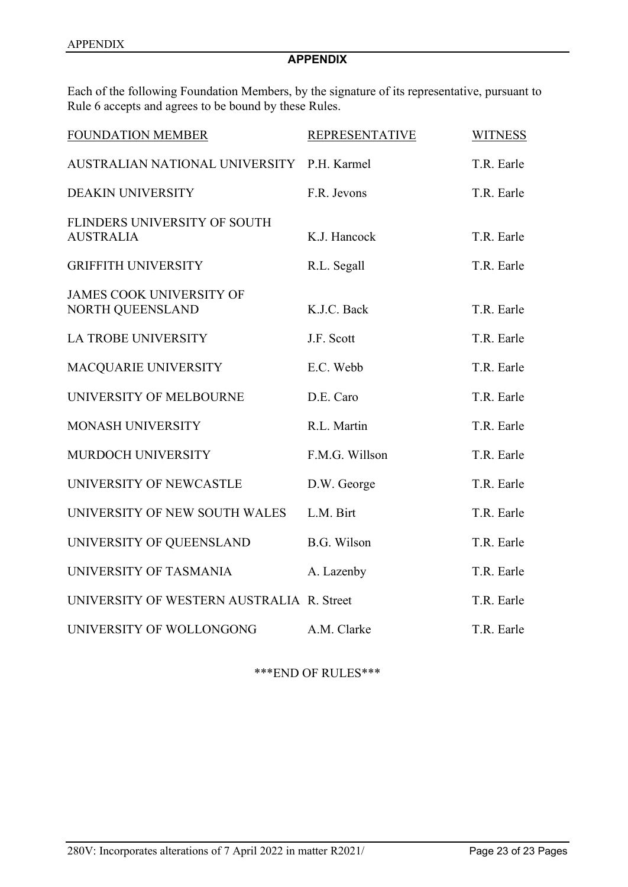## APPENDIX

Each of the following Foundation Members, by the signature of its representative, pursuant to Rule 6 accepts and agrees to be bound by these Rules.

| FOUNDATION MEMBER | REPRESENTATIVE | WITNESS |
|---|---|---|
| AUSTRALIAN NATIONAL UNIVERSITY | P.H. Karmel | T.R. Earle |
| DEAKIN UNIVERSITY | F.R. Jevons | T.R. Earle |
| FLINDERS UNIVERSITY OF SOUTH AUSTRALIA | K.J. Hancock | T.R. Earle |
| GRIFFITH UNIVERSITY | R.L. Segall | T.R. Earle |
| JAMES COOK UNIVERSITY OF NORTH QUEENSLAND | K.J.C. Back | T.R. Earle |
| LA TROBE UNIVERSITY | J.F. Scott | T.R. Earle |
| MACQUARIE UNIVERSITY | E.C. Webb | T.R. Earle |
| UNIVERSITY OF MELBOURNE | D.E. Caro | T.R. Earle |
| MONASH UNIVERSITY | R.L. Martin | T.R. Earle |
| MURDOCH UNIVERSITY | F.M.G. Willson | T.R. Earle |
| UNIVERSITY OF NEWCASTLE | D.W. George | T.R. Earle |
| UNIVERSITY OF NEW SOUTH WALES | L.M. Birt | T.R. Earle |
| UNIVERSITY OF QUEENSLAND | B.G. Wilson | T.R. Earle |
| UNIVERSITY OF TASMANIA | A. Lazenby | T.R. Earle |
| UNIVERSITY OF WESTERN AUSTRALIA | R. Street | T.R. Earle |
| UNIVERSITY OF WOLLONGONG | A.M. Clarke | T.R. Earle |

***END OF RULES***